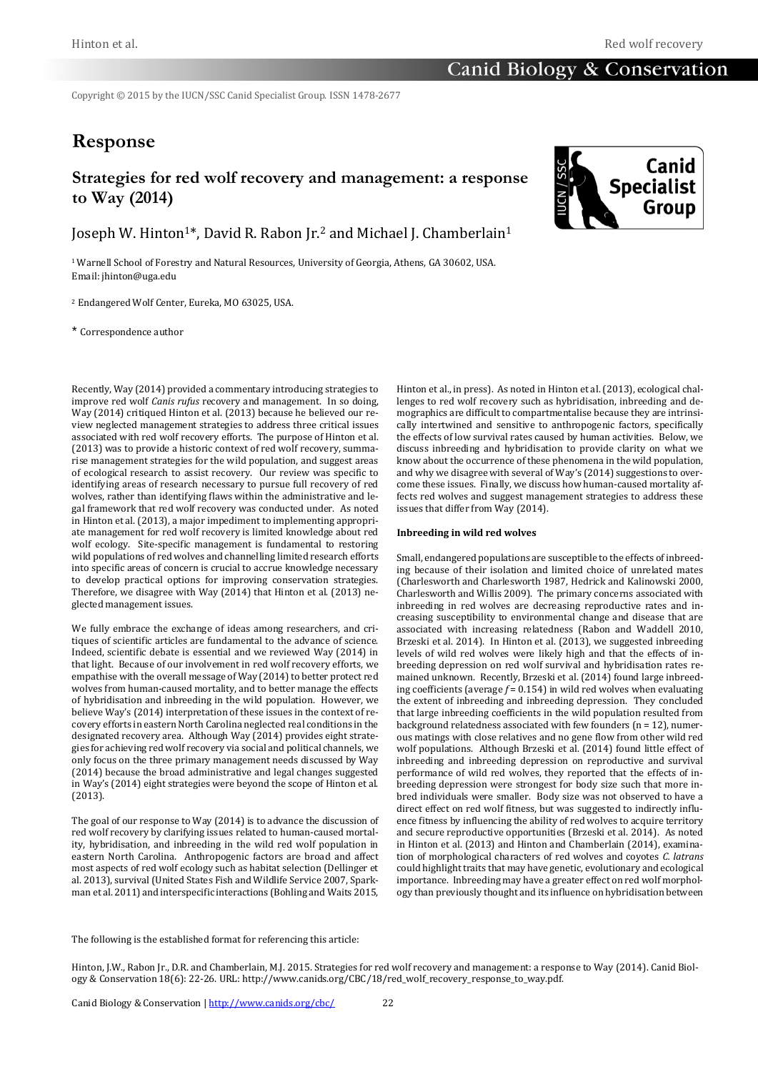Copyright © 2015 by the IUCN/SSC Canid Specialist Group. ISSN 1478-2677

# Response

## Strategies for red wolf recovery and management: a response to Way (2014)

Joseph W. Hinton[1]*, David R. Rabon Jr.[2] and Michael J. Chamberlain[1]

[1] Warnell School of Forestry and Natural Resources, University of Georgia, Athens, GA 30602, USA. Email: jhinton@uga.edu

[2] Endangered Wolf Center, Eureka, MO 63025, USA.

* Correspondence author

Recently, Way (2014) provided a commentary introducing strategies to improve red wolf *Canis rufus* recovery and management. In so doing, Way (2014) critiqued Hinton et al. (2013) because he believed our review neglected management strategies to address three critical issues associated with red wolf recovery efforts. The purpose of Hinton et al. (2013) was to provide a historic context of red wolf recovery, summarise management strategies for the wild population, and suggest areas of ecological research to assist recovery. Our review was specific to identifying areas of research necessary to pursue full recovery of red wolves, rather than identifying flaws within the administrative and legal framework that red wolf recovery was conducted under. As noted in Hinton et al. (2013), a major impediment to implementing appropriate management for red wolf recovery is limited knowledge about red wolf ecology. Site-specific management is fundamental to restoring wild populations of red wolves and channelling limited research efforts into specific areas of concern is crucial to accrue knowledge necessary to develop practical options for improving conservation strategies. Therefore, we disagree with Way (2014) that Hinton et al. (2013) neglected management issues.

We fully embrace the exchange of ideas among researchers, and critiques of scientific articles are fundamental to the advance of science. Indeed, scientific debate is essential and we reviewed Way (2014) in that light. Because of our involvement in red wolf recovery efforts, we empathise with the overall message of Way (2014) to better protect red wolves from human-caused mortality, and to better manage the effects of hybridisation and inbreeding in the wild population. However, we believe Way's (2014) interpretation of these issues in the context of recovery efforts in eastern North Carolina neglected real conditions in the designated recovery area. Although Way (2014) provides eight strategies for achieving red wolf recovery via social and political channels, we only focus on the three primary management needs discussed by Way (2014) because the broad administrative and legal changes suggested in Way's (2014) eight strategies were beyond the scope of Hinton et al. (2013).

The goal of our response to Way (2014) is to advance the discussion of red wolf recovery by clarifying issues related to human-caused mortality, hybridisation, and inbreeding in the wild red wolf population in eastern North Carolina. Anthropogenic factors are broad and affect most aspects of red wolf ecology such as habitat selection (Dellinger et al. 2013), survival (United States Fish and Wildlife Service 2007, Sparkman et al. 2011) and interspecific interactions (Bohling and Waits 2015, Hinton et al., in press). As noted in Hinton et al. (2013), ecological challenges to red wolf recovery such as hybridisation, inbreeding and demographics are difficult to compartmentalise because they are intrinsically intertwined and sensitive to anthropogenic factors, specifically the effects of low survival rates caused by human activities. Below, we discuss inbreeding and hybridisation to provide clarity on what we know about the occurrence of these phenomena in the wild population, and why we disagree with several of Way's (2014) suggestions to overcome these issues. Finally, we discuss how human-caused mortality affects red wolves and suggest management strategies to address these issues that differ from Way (2014).

**Inbreeding in wild red wolves**

Small, endangered populations are susceptible to the effects of inbreeding because of their isolation and limited choice of unrelated mates (Charlesworth and Charlesworth 1987, Hedrick and Kalinowski 2000, Charlesworth and Willis 2009). The primary concerns associated with inbreeding in red wolves are decreasing reproductive rates and increasing susceptibility to environmental change and disease that are associated with increasing relatedness (Rabon and Waddell 2010, Brzeski et al. 2014). In Hinton et al. (2013), we suggested inbreeding levels of wild red wolves were likely high and that the effects of inbreeding depression on red wolf survival and hybridisation rates remained unknown. Recently, Brzeski et al. (2014) found large inbreeding coefficients (average $f = 0.154$) in wild red wolves when evaluating the extent of inbreeding and inbreeding depression. They concluded that large inbreeding coefficients in the wild population resulted from background relatedness associated with few founders ($n = 12$), numerous matings with close relatives and no gene flow from other wild red wolf populations. Although Brzeski et al. (2014) found little effect of inbreeding and inbreeding depression on reproductive and survival performance of wild red wolves, they reported that the effects of inbreeding depression were strongest for body size such that more inbred individuals were smaller. Body size was not observed to have a direct effect on red wolf fitness, but was suggested to indirectly influence fitness by influencing the ability of red wolves to acquire territory and secure reproductive opportunities (Brzeski et al. 2014). As noted in Hinton et al. (2013) and Hinton and Chamberlain (2014), examination of morphological characters of red wolves and coyotes *C. latrans* could highlight traits that may have genetic, evolutionary and ecological importance. Inbreeding may have a greater effect on red wolf morphology than previously thought and its influence on hybridisation between

The following is the established format for referencing this article:

Hinton, J.W., Rabon Jr., D.R. and Chamberlain, M.J. 2015. Strategies for red wolf recovery and management: a response to Way (2014). Canid Biology & Conservation 18(6): 22-26. URL: http://www.canids.org/CBC/18/red_wolf_recovery_response_to_way.pdf.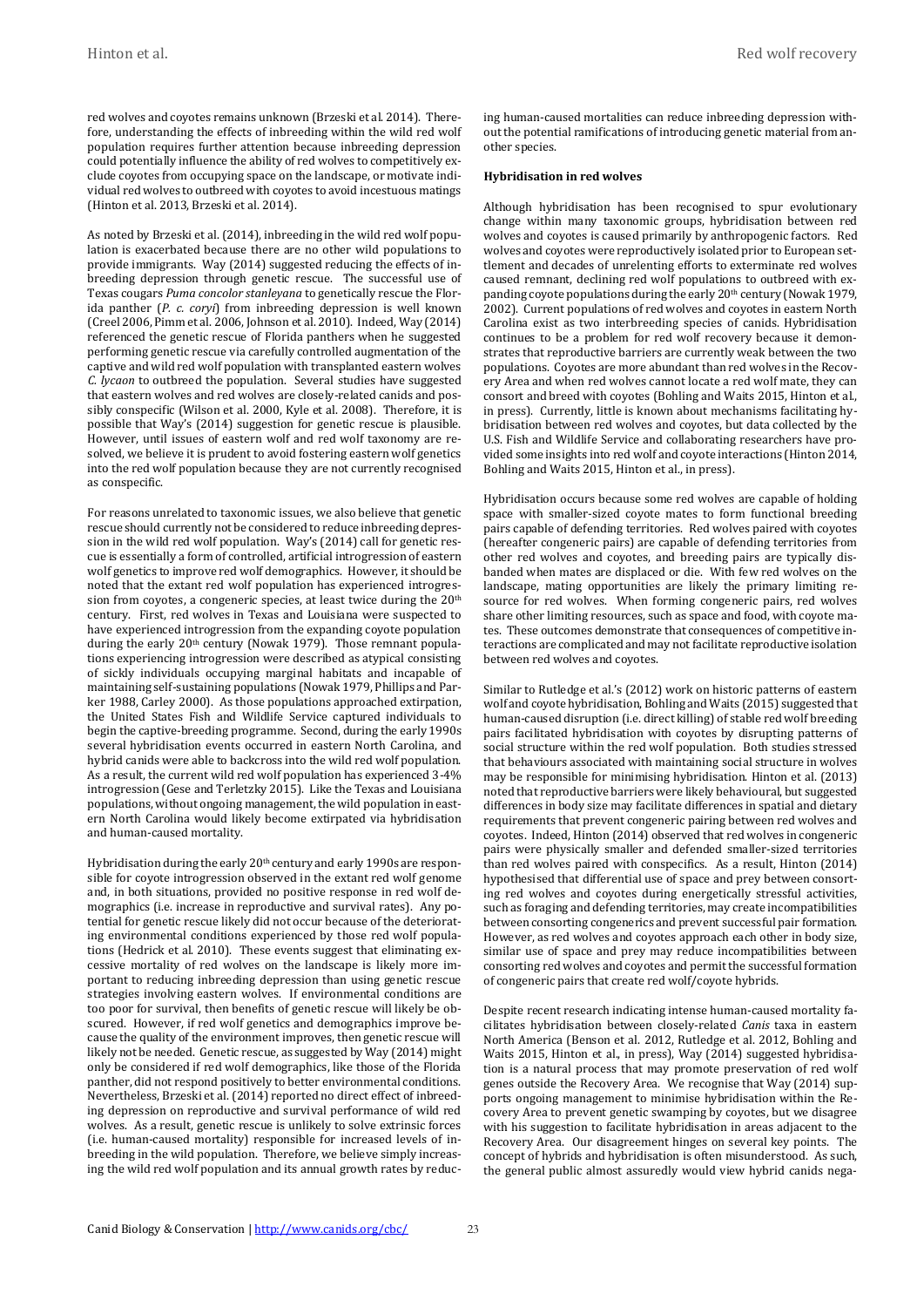red wolves and coyotes remains unknown (Brzeski et al. 2014). Therefore, understanding the effects of inbreeding within the wild red wolf population requires further attention because inbreeding depression could potentially influence the ability of red wolves to competitively exclude coyotes from occupying space on the landscape, or motivate individual red wolves to outbreed with coyotes to avoid incestuous matings (Hinton et al. 2013, Brzeski et al. 2014).

As noted by Brzeski et al. (2014), inbreeding in the wild red wolf population is exacerbated because there are no other wild populations to provide immigrants. Way (2014) suggested reducing the effects of inbreeding depression through genetic rescue. The successful use of Texas cougars *Puma concolor stanleyana* to genetically rescue the Florida panther (*P. c. coryi*) from inbreeding depression is well known (Creel 2006, Pimm et al. 2006, Johnson et al. 2010). Indeed, Way (2014) referenced the genetic rescue of Florida panthers when he suggested performing genetic rescue via carefully controlled augmentation of the captive and wild red wolf population with transplanted eastern wolves *C. lycaon* to outbreed the population. Several studies have suggested that eastern wolves and red wolves are closely-related canids and possibly conspecific (Wilson et al. 2000, Kyle et al. 2008). Therefore, it is possible that Way's (2014) suggestion for genetic rescue is plausible. However, until issues of eastern wolf and red wolf taxonomy are resolved, we believe it is prudent to avoid fostering eastern wolf genetics into the red wolf population because they are not currently recognised as conspecific.

For reasons unrelated to taxonomic issues, we also believe that genetic rescue should currently not be considered to reduce inbreeding depression in the wild red wolf population. Way's (2014) call for genetic rescue is essentially a form of controlled, artificial introgression of eastern wolf genetics to improve red wolf demographics. However, it should be noted that the extant red wolf population has experienced introgression from coyotes, a congeneric species, at least twice during the 20th century. First, red wolves in Texas and Louisiana were suspected to have experienced introgression from the expanding coyote population during the early 20th century (Nowak 1979). Those remnant populations experiencing introgression were described as atypical consisting of sickly individuals occupying marginal habitats and incapable of maintaining self-sustaining populations (Nowak 1979, Phillips and Parker 1988, Carley 2000). As those populations approached extirpation, the United States Fish and Wildlife Service captured individuals to begin the captive-breeding programme. Second, during the early 1990s several hybridisation events occurred in eastern North Carolina, and hybrid canids were able to backcross into the wild red wolf population. As a result, the current wild red wolf population has experienced 3-4% introgression (Gese and Terletzky 2015). Like the Texas and Louisiana populations, without ongoing management, the wild population in eastern North Carolina would likely become extirpated via hybridisation and human-caused mortality.

Hybridisation during the early 20th century and early 1990s are responsible for coyote introgression observed in the extant red wolf genome and, in both situations, provided no positive response in red wolf demographics (i.e. increase in reproductive and survival rates). Any potential for genetic rescue likely did not occur because of the deteriorating environmental conditions experienced by those red wolf populations (Hedrick et al. 2010). These events suggest that eliminating excessive mortality of red wolves on the landscape is likely more important to reducing inbreeding depression than using genetic rescue strategies involving eastern wolves. If environmental conditions are too poor for survival, then benefits of genetic rescue will likely be obscured. However, if red wolf genetics and demographics improve because the quality of the environment improves, then genetic rescue will likely not be needed. Genetic rescue, as suggested by Way (2014) might only be considered if red wolf demographics, like those of the Florida panther, did not respond positively to better environmental conditions. Nevertheless, Brzeski et al. (2014) reported no direct effect of inbreeding depression on reproductive and survival performance of wild red wolves. As a result, genetic rescue is unlikely to solve extrinsic forces (i.e. human-caused mortality) responsible for increased levels of inbreeding in the wild population. Therefore, we believe simply increasing the wild red wolf population and its annual growth rates by reducing human-caused mortalities can reduce inbreeding depression without the potential ramifications of introducing genetic material from another species.

**Hybridisation in red wolves**

Although hybridisation has been recognised to spur evolutionary change within many taxonomic groups, hybridisation between red wolves and coyotes is caused primarily by anthropogenic factors. Red wolves and coyotes were reproductively isolated prior to European settlement and decades of unrelenting efforts to exterminate red wolves caused remnant, declining red wolf populations to outbreed with expanding coyote populations during the early 20th century (Nowak 1979, 2002). Current populations of red wolves and coyotes in eastern North Carolina exist as two interbreeding species of canids. Hybridisation continues to be a problem for red wolf recovery because it demonstrates that reproductive barriers are currently weak between the two populations. Coyotes are more abundant than red wolves in the Recovery Area and when red wolves cannot locate a red wolf mate, they can consort and breed with coyotes (Bohling and Waits 2015, Hinton et al., in press). Currently, little is known about mechanisms facilitating hybridisation between red wolves and coyotes, but data collected by the U.S. Fish and Wildlife Service and collaborating researchers have provided some insights into red wolf and coyote interactions (Hinton 2014, Bohling and Waits 2015, Hinton et al., in press).

Hybridisation occurs because some red wolves are capable of holding space with smaller-sized coyote mates to form functional breeding pairs capable of defending territories. Red wolves paired with coyotes (hereafter congeneric pairs) are capable of defending territories from other red wolves and coyotes, and breeding pairs are typically disbanded when mates are displaced or die. With few red wolves on the landscape, mating opportunities are likely the primary limiting resource for red wolves. When forming congeneric pairs, red wolves share other limiting resources, such as space and food, with coyote mates. These outcomes demonstrate that consequences of competitive interactions are complicated and may not facilitate reproductive isolation between red wolves and coyotes.

Similar to Rutledge et al.'s (2012) work on historic patterns of eastern wolf and coyote hybridisation, Bohling and Waits (2015) suggested that human-caused disruption (i.e. direct killing) of stable red wolf breeding pairs facilitated hybridisation with coyotes by disrupting patterns of social structure within the red wolf population. Both studies stressed that behaviours associated with maintaining social structure in wolves may be responsible for minimising hybridisation. Hinton et al. (2013) noted that reproductive barriers were likely behavioural, but suggested differences in body size may facilitate differences in spatial and dietary requirements that prevent congeneric pairing between red wolves and coyotes. Indeed, Hinton (2014) observed that red wolves in congeneric pairs were physically smaller and defended smaller-sized territories than red wolves paired with conspecifics. As a result, Hinton (2014) hypothesised that differential use of space and prey between consorting red wolves and coyotes during energetically stressful activities, such as foraging and defending territories, may create incompatibilities between consorting congenerics and prevent successful pair formation. However, as red wolves and coyotes approach each other in body size, similar use of space and prey may reduce incompatibilities between consorting red wolves and coyotes and permit the successful formation of congeneric pairs that create red wolf/coyote hybrids.

Despite recent research indicating intense human-caused mortality facilitates hybridisation between closely-related *Canis* taxa in eastern North America (Benson et al. 2012, Rutledge et al. 2012, Bohling and Waits 2015, Hinton et al., in press), Way (2014) suggested hybridisation is a natural process that may promote preservation of red wolf genes outside the Recovery Area. We recognise that Way (2014) supports ongoing management to minimise hybridisation within the Recovery Area to prevent genetic swamping by coyotes, but we disagree with his suggestion to facilitate hybridisation in areas adjacent to the Recovery Area. Our disagreement hinges on several key points. The concept of hybrids and hybridisation is often misunderstood. As such, the general public almost assuredly would view hybrid canids nega-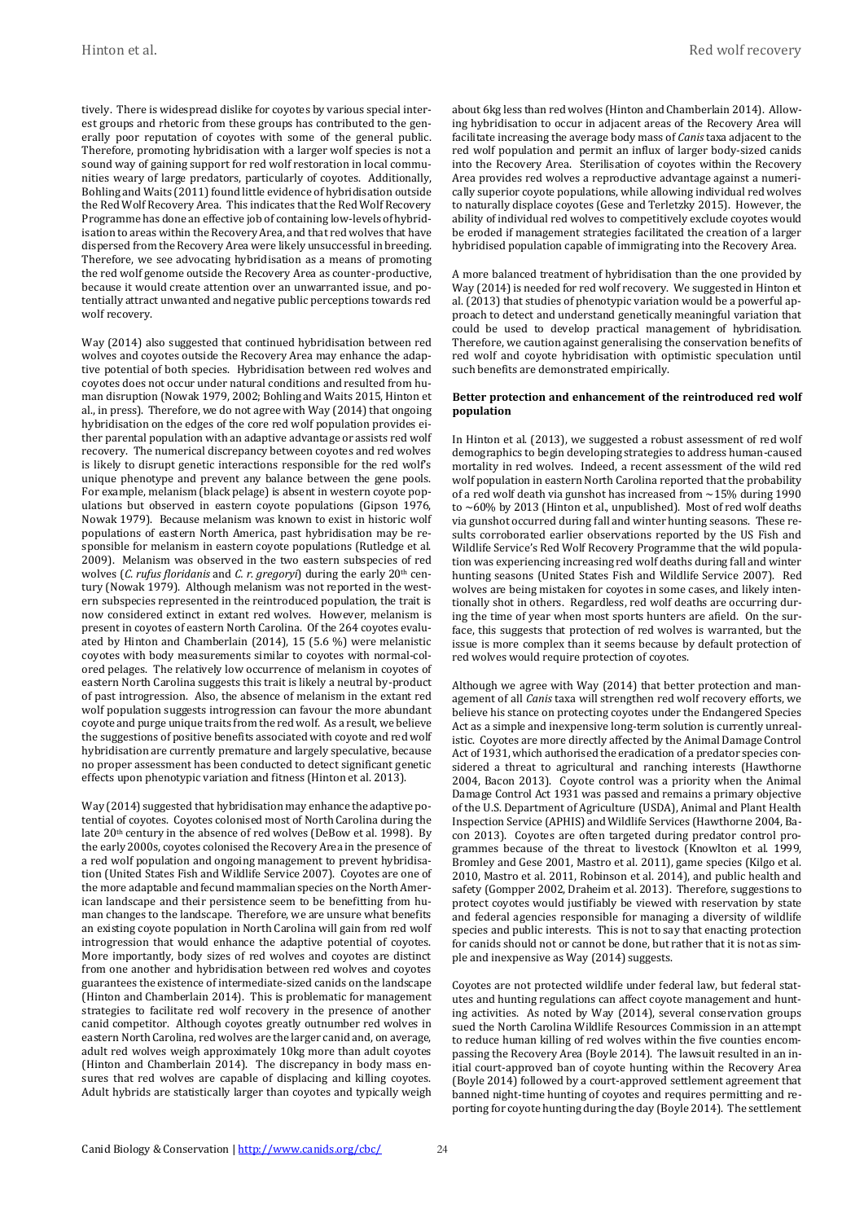tively. There is widespread dislike for coyotes by various special interest groups and rhetoric from these groups has contributed to the generally poor reputation of coyotes with some of the general public. Therefore, promoting hybridisation with a larger wolf species is not a sound way of gaining support for red wolf restoration in local communities weary of large predators, particularly of coyotes. Additionally, Bohling and Waits (2011) found little evidence of hybridisation outside the Red Wolf Recovery Area. This indicates that the Red Wolf Recovery Programme has done an effective job of containing low-levels of hybridisation to areas within the Recovery Area, and that red wolves that have dispersed from the Recovery Area were likely unsuccessful in breeding. Therefore, we see advocating hybridisation as a means of promoting the red wolf genome outside the Recovery Area as counter-productive, because it would create attention over an unwarranted issue, and potentially attract unwanted and negative public perceptions towards red wolf recovery.

Way (2014) also suggested that continued hybridisation between red wolves and coyotes outside the Recovery Area may enhance the adaptive potential of both species. Hybridisation between red wolves and coyotes does not occur under natural conditions and resulted from human disruption (Nowak 1979, 2002; Bohling and Waits 2015, Hinton et al., in press). Therefore, we do not agree with Way (2014) that ongoing hybridisation on the edges of the core red wolf population provides either parental population with an adaptive advantage or assists red wolf recovery. The numerical discrepancy between coyotes and red wolves is likely to disrupt genetic interactions responsible for the red wolf's unique phenotype and prevent any balance between the gene pools. For example, melanism (black pelage) is absent in western coyote populations but observed in eastern coyote populations (Gipson 1976, Nowak 1979). Because melanism was known to exist in historic wolf populations of eastern North America, past hybridisation may be responsible for melanism in eastern coyote populations (Rutledge et al. 2009). Melanism was observed in the two eastern subspecies of red wolves (*C. rufus floridanis* and *C. r. gregoryi*) during the early 20th century (Nowak 1979). Although melanism was not reported in the western subspecies represented in the reintroduced population, the trait is now considered extinct in extant red wolves. However, melanism is present in coyotes of eastern North Carolina. Of the 264 coyotes evaluated by Hinton and Chamberlain (2014), 15 (5.6 %) were melanistic coyotes with body measurements similar to coyotes with normal-colored pelages. The relatively low occurrence of melanism in coyotes of eastern North Carolina suggests this trait is likely a neutral by-product of past introgression. Also, the absence of melanism in the extant red wolf population suggests introgression can favour the more abundant coyote and purge unique traits from the red wolf. As a result, we believe the suggestions of positive benefits associated with coyote and red wolf hybridisation are currently premature and largely speculative, because no proper assessment has been conducted to detect significant genetic effects upon phenotypic variation and fitness (Hinton et al. 2013).

Way (2014) suggested that hybridisation may enhance the adaptive potential of coyotes. Coyotes colonised most of North Carolina during the late 20th century in the absence of red wolves (DeBow et al. 1998). By the early 2000s, coyotes colonised the Recovery Area in the presence of a red wolf population and ongoing management to prevent hybridisation (United States Fish and Wildlife Service 2007). Coyotes are one of the more adaptable and fecund mammalian species on the North American landscape and their persistence seem to be benefitting from human changes to the landscape. Therefore, we are unsure what benefits an existing coyote population in North Carolina will gain from red wolf introgression that would enhance the adaptive potential of coyotes. More importantly, body sizes of red wolves and coyotes are distinct from one another and hybridisation between red wolves and coyotes guarantees the existence of intermediate-sized canids on the landscape (Hinton and Chamberlain 2014). This is problematic for management strategies to facilitate red wolf recovery in the presence of another canid competitor. Although coyotes greatly outnumber red wolves in eastern North Carolina, red wolves are the larger canid and, on average, adult red wolves weigh approximately 10kg more than adult coyotes (Hinton and Chamberlain 2014). The discrepancy in body mass ensures that red wolves are capable of displacing and killing coyotes. Adult hybrids are statistically larger than coyotes and typically weigh about 6kg less than red wolves (Hinton and Chamberlain 2014). Allowing hybridisation to occur in adjacent areas of the Recovery Area will facilitate increasing the average body mass of *Canis* taxa adjacent to the red wolf population and permit an influx of larger body-sized canids into the Recovery Area. Sterilisation of coyotes within the Recovery Area provides red wolves a reproductive advantage against a numerically superior coyote populations, while allowing individual red wolves to naturally displace coyotes (Gese and Terletzky 2015). However, the ability of individual red wolves to competitively exclude coyotes would be eroded if management strategies facilitated the creation of a larger hybridised population capable of immigrating into the Recovery Area.

A more balanced treatment of hybridisation than the one provided by Way (2014) is needed for red wolf recovery. We suggested in Hinton et al. (2013) that studies of phenotypic variation would be a powerful approach to detect and understand genetically meaningful variation that could be used to develop practical management of hybridisation. Therefore, we caution against generalising the conservation benefits of red wolf and coyote hybridisation with optimistic speculation until such benefits are demonstrated empirically.

**Better protection and enhancement of the reintroduced red wolf population**

In Hinton et al. (2013), we suggested a robust assessment of red wolf demographics to begin developing strategies to address human-caused mortality in red wolves. Indeed, a recent assessment of the wild red wolf population in eastern North Carolina reported that the probability of a red wolf death via gunshot has increased from ~15% during 1990 to ~60% by 2013 (Hinton et al., unpublished). Most of red wolf deaths via gunshot occurred during fall and winter hunting seasons. These results corroborated earlier observations reported by the US Fish and Wildlife Service's Red Wolf Recovery Programme that the wild population was experiencing increasing red wolf deaths during fall and winter hunting seasons (United States Fish and Wildlife Service 2007). Red wolves are being mistaken for coyotes in some cases, and likely intentionally shot in others. Regardless, red wolf deaths are occurring during the time of year when most sports hunters are afield. On the surface, this suggests that protection of red wolves is warranted, but the issue is more complex than it seems because by default protection of red wolves would require protection of coyotes.

Although we agree with Way (2014) that better protection and management of all *Canis* taxa will strengthen red wolf recovery efforts, we believe his stance on protecting coyotes under the Endangered Species Act as a simple and inexpensive long-term solution is currently unrealistic. Coyotes are more directly affected by the Animal Damage Control Act of 1931, which authorised the eradication of a predator species considered a threat to agricultural and ranching interests (Hawthorne 2004, Bacon 2013). Coyote control was a priority when the Animal Damage Control Act 1931 was passed and remains a primary objective of the U.S. Department of Agriculture (USDA), Animal and Plant Health Inspection Service (APHIS) and Wildlife Services (Hawthorne 2004, Bacon 2013). Coyotes are often targeted during predator control programmes because of the threat to livestock (Knowlton et al. 1999, Bromley and Gese 2001, Mastro et al. 2011), game species (Kilgo et al. 2010, Mastro et al. 2011, Robinson et al. 2014), and public health and safety (Gompper 2002, Draheim et al. 2013). Therefore, suggestions to protect coyotes would justifiably be viewed with reservation by state and federal agencies responsible for managing a diversity of wildlife species and public interests. This is not to say that enacting protection for canids should not or cannot be done, but rather that it is not as simple and inexpensive as Way (2014) suggests.

Coyotes are not protected wildlife under federal law, but federal statutes and hunting regulations can affect coyote management and hunting activities. As noted by Way (2014), several conservation groups sued the North Carolina Wildlife Resources Commission in an attempt to reduce human killing of red wolves within the five counties encompassing the Recovery Area (Boyle 2014). The lawsuit resulted in an initial court-approved ban of coyote hunting within the Recovery Area (Boyle 2014) followed by a court-approved settlement agreement that banned night-time hunting of coyotes and requires permitting and reporting for coyote hunting during the day (Boyle 2014). The settlement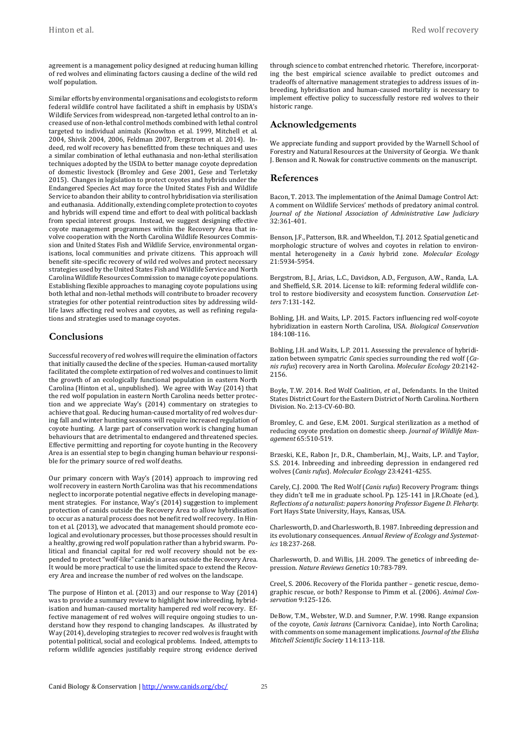agreement is a management policy designed at reducing human killing of red wolves and eliminating factors causing a decline of the wild red wolf population.

Similar efforts by environmental organisations and ecologists to reform federal wildlife control have facilitated a shift in emphasis by USDA's Wildlife Services from widespread, non-targeted lethal control to an increased use of non-lethal control methods combined with lethal control targeted to individual animals (Knowlton et al. 1999, Mitchell et al. 2004, Shivik 2004, 2006, Feldman 2007, Bergstrom et al. 2014). Indeed, red wolf recovery has benefitted from these techniques and uses a similar combination of lethal euthanasia and non-lethal sterilisation techniques adopted by the USDA to better manage coyote depredation of domestic livestock (Bromley and Gese 2001, Gese and Terletzky 2015). Changes in legislation to protect coyotes and hybrids under the Endangered Species Act may force the United States Fish and Wildlife Service to abandon their ability to control hybridisation via sterilisation and euthanasia. Additionally, extending complete protection to coyotes and hybrids will expend time and effort to deal with political backlash from special interest groups. Instead, we suggest designing effective coyote management programmes within the Recovery Area that involve cooperation with the North Carolina Wildlife Resources Commission and United States Fish and Wildlife Service, environmental organisations, local communities and private citizens. This approach will benefit site-specific recovery of wild red wolves and protect necessary strategies used by the United States Fish and Wildlife Service and North Carolina Wildlife Resources Commission to manage coyote populations. Establishing flexible approaches to managing coyote populations using both lethal and non-lethal methods will contribute to broader recovery strategies for other potential reintroduction sites by addressing wildlife laws affecting red wolves and coyotes, as well as refining regulations and strategies used to manage coyotes.

## Conclusions

Successful recovery of red wolves will require the elimination of factors that initially caused the decline of the species. Human-caused mortality facilitated the complete extirpation of red wolves and continues to limit the growth of an ecologically functional population in eastern North Carolina (Hinton et al., unpublished). We agree with Way (2014) that the red wolf population in eastern North Carolina needs better protection and we appreciate Way's (2014) commentary on strategies to achieve that goal. Reducing human-caused mortality of red wolves during fall and winter hunting seasons will require increased regulation of coyote hunting. A large part of conservation work is changing human behaviours that are detrimental to endangered and threatened species. Effective permitting and reporting for coyote hunting in the Recovery Area is an essential step to begin changing human behaviour responsible for the primary source of red wolf deaths.

Our primary concern with Way's (2014) approach to improving red wolf recovery in eastern North Carolina was that his recommendations neglect to incorporate potential negative effects in developing management strategies. For instance, Way's (2014) suggestion to implement protection of canids outside the Recovery Area to allow hybridisation to occur as a natural process does not benefit red wolf recovery. In Hinton et al. (2013), we advocated that management should promote ecological and evolutionary processes, but those processes should result in a healthy, growing red wolf population rather than a hybrid swarm. Political and financial capital for red wolf recovery should not be expended to protect "wolf-like" canids in areas outside the Recovery Area. It would be more practical to use the limited space to extend the Recovery Area and increase the number of red wolves on the landscape.

The purpose of Hinton et al. (2013) and our response to Way (2014) was to provide a summary review to highlight how inbreeding, hybridisation and human-caused mortality hampered red wolf recovery. Effective management of red wolves will require ongoing studies to understand how they respond to changing landscapes. As illustrated by Way (2014), developing strategies to recover red wolves is fraught with potential political, social and ecological problems. Indeed, attempts to reform wildlife agencies justifiably require strong evidence derived through science to combat entrenched rhetoric. Therefore, incorporating the best empirical science available to predict outcomes and tradeoffs of alternative management strategies to address issues of inbreeding, hybridisation and human-caused mortality is necessary to implement effective policy to successfully restore red wolves to their historic range.

## Acknowledgements

We appreciate funding and support provided by the Warnell School of Forestry and Natural Resources at the University of Georgia. We thank J. Benson and R. Nowak for constructive comments on the manuscript.

## References

Bacon, T. 2013. The implementation of the Animal Damage Control Act: A comment on Wildlife Services' methods of predatory animal control. *Journal of the National Association of Administrative Law Judiciary* 32:361-401.

Benson, J.F., Patterson, B.R. and Wheeldon, T.J. 2012. Spatial genetic and morphologic structure of wolves and coyotes in relation to environmental heterogeneity in a *Canis* hybrid zone. *Molecular Ecology* 21:5934-5954.

Bergstrom, B.J., Arias, L.C., Davidson, A.D., Ferguson, A.W., Randa, L.A. and Sheffield, S.R. 2014. License to kill: reforming federal wildlife control to restore biodiversity and ecosystem function. *Conservation Letters* 7:131-142.

Bohling, J.H. and Waits, L.P. 2015. Factors influencing red wolf-coyote hybridization in eastern North Carolina, USA. *Biological Conservation* 184:108-116.

Bohling, J.H. and Waits, L.P. 2011. Assessing the prevalence of hybridization between sympatric *Canis* species surrounding the red wolf (*Canis rufus*) recovery area in North Carolina. *Molecular Ecology* 20:2142-2156.

Boyle, T.W. 2014. Red Wolf Coalition, *et al*., Defendants. In the United States District Court for the Eastern District of North Carolina. Northern Division. No. 2:13-CV-60-BO.

Bromley, C. and Gese, E.M. 2001. Surgical sterilization as a method of reducing coyote predation on domestic sheep. *Journal of Wildlife Management* 65:510-519.

Brzeski, K.E., Rabon Jr., D.R., Chamberlain, M.J., Waits, L.P. and Taylor, S.S. 2014. Inbreeding and inbreeding depression in endangered red wolves (*Canis rufus*). *Molecular Ecology* 23:4241-4255.

Carely, C.J. 2000. The Red Wolf (*Canis rufus*) Recovery Program: things they didn't tell me in graduate school. Pp. 125-141 in J.R.Choate (ed.), *Reflections of a naturalist: papers honoring Professor Eugene D. Fleharty*. Fort Hays State University, Hays, Kansas, USA.

Charlesworth, D. and Charlesworth, B. 1987. Inbreeding depression and its evolutionary consequences. *Annual Review of Ecology and Systematics* 18:237-268.

Charlesworth, D. and Willis, J.H. 2009. The genetics of inbreeding depression. *Nature Reviews Genetics* 10:783-789.

Creel, S. 2006. Recovery of the Florida panther – genetic rescue, demographic rescue, or both? Response to Pimm et al. (2006). *Animal Conservation* 9:125-126.

DeBow, T.M., Webster, W.D. and Sumner, P.W. 1998. Range expansion of the coyote, *Canis latrans* (Carnivora: Canidae), into North Carolina; with comments on some management implications. *Journal of the Elisha Mitchell Scientific Society* 114:113-118.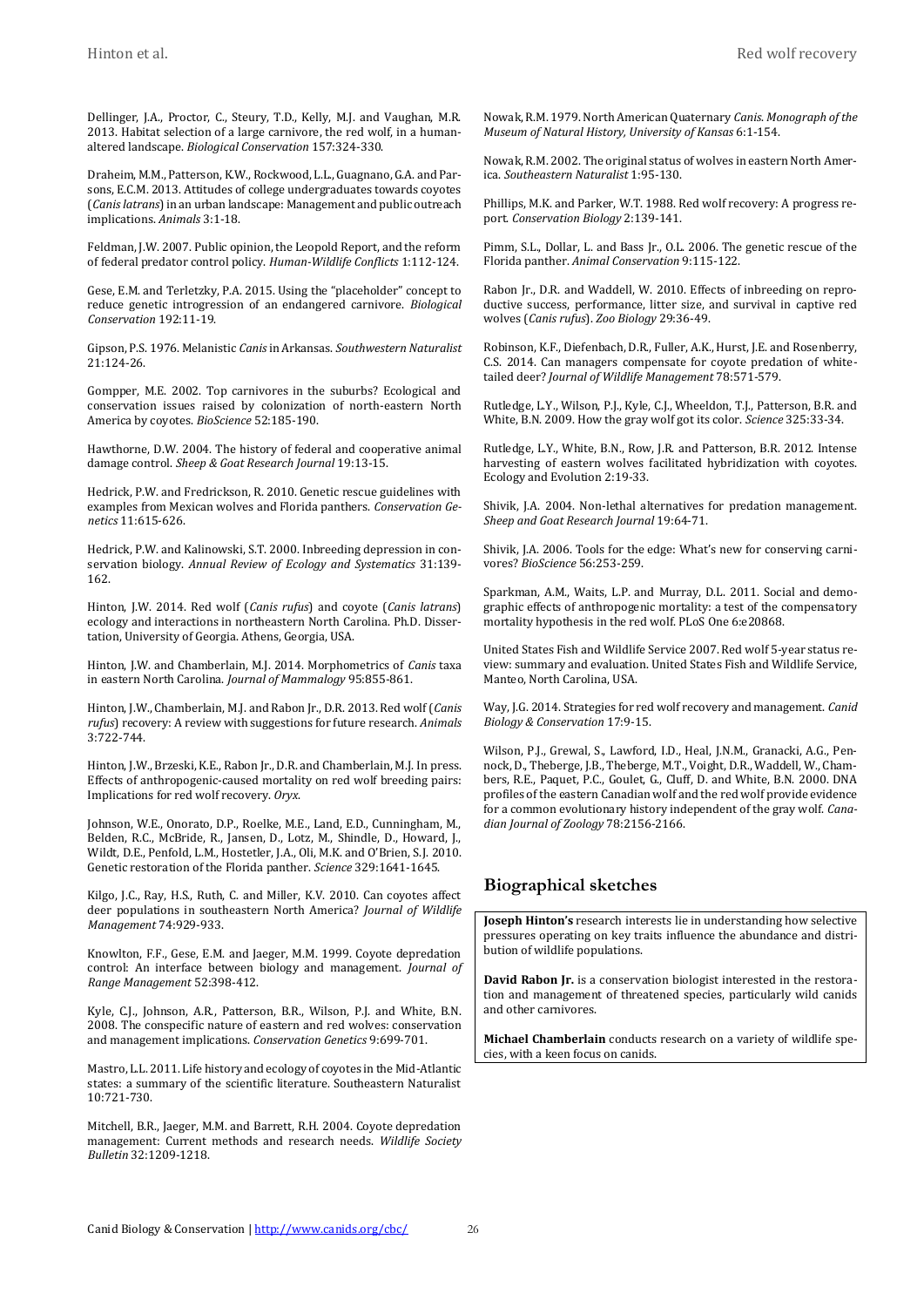Dellinger, J.A., Proctor, C., Steury, T.D., Kelly, M.J. and Vaughan, M.R. 2013. Habitat selection of a large carnivore, the red wolf, in a human-altered landscape. *Biological Conservation* 157:324-330.

Draheim, M.M., Patterson, K.W., Rockwood, L.L., Guagnano, G.A. and Parsons, E.C.M. 2013. Attitudes of college undergraduates towards coyotes (*Canis latrans*) in an urban landscape: Management and public outreach implications. *Animals* 3:1-18.

Feldman, J.W. 2007. Public opinion, the Leopold Report, and the reform of federal predator control policy. *Human-Wildlife Conflicts* 1:112-124.

Gese, E.M. and Terletzky, P.A. 2015. Using the "placeholder" concept to reduce genetic introgression of an endangered carnivore. *Biological Conservation* 192:11-19.

Gipson, P.S. 1976. Melanistic *Canis* in Arkansas. *Southwestern Naturalist* 21:124-26.

Gompper, M.E. 2002. Top carnivores in the suburbs? Ecological and conservation issues raised by colonization of north-eastern North America by coyotes. *BioScience* 52:185-190.

Hawthorne, D.W. 2004. The history of federal and cooperative animal damage control. *Sheep & Goat Research Journal* 19:13-15.

Hedrick, P.W. and Fredrickson, R. 2010. Genetic rescue guidelines with examples from Mexican wolves and Florida panthers. *Conservation Genetics* 11:615-626.

Hedrick, P.W. and Kalinowski, S.T. 2000. Inbreeding depression in conservation biology. *Annual Review of Ecology and Systematics* 31:139-162.

Hinton, J.W. 2014. Red wolf (*Canis rufus*) and coyote (*Canis latrans*) ecology and interactions in northeastern North Carolina. Ph.D. Dissertation, University of Georgia. Athens, Georgia, USA.

Hinton, J.W. and Chamberlain, M.J. 2014. Morphometrics of *Canis* taxa in eastern North Carolina. *Journal of Mammalogy* 95:855-861.

Hinton, J.W., Chamberlain, M.J. and Rabon Jr., D.R. 2013. Red wolf (*Canis rufus*) recovery: A review with suggestions for future research. *Animals* 3:722-744.

Hinton, J.W., Brzeski, K.E., Rabon Jr., D.R. and Chamberlain, M.J. In press. Effects of anthropogenic-caused mortality on red wolf breeding pairs: Implications for red wolf recovery. *Oryx*.

Johnson, W.E., Onorato, D.P., Roelke, M.E., Land, E.D., Cunningham, M., Belden, R.C., McBride, R., Jansen, D., Lotz, M., Shindle, D., Howard, J., Wildt, D.E., Penfold, L.M., Hostetler, J.A., Oli, M.K. and O'Brien, S.J. 2010. Genetic restoration of the Florida panther. *Science* 329:1641-1645.

Kilgo, J.C., Ray, H.S., Ruth, C. and Miller, K.V. 2010. Can coyotes affect deer populations in southeastern North America? *Journal of Wildlife Management* 74:929-933.

Knowlton, F.F., Gese, E.M. and Jaeger, M.M. 1999. Coyote depredation control: An interface between biology and management. *Journal of Range Management* 52:398-412.

Kyle, C.J., Johnson, A.R., Patterson, B.R., Wilson, P.J. and White, B.N. 2008. The conspecific nature of eastern and red wolves: conservation and management implications. *Conservation Genetics* 9:699-701.

Mastro, L.L. 2011. Life history and ecology of coyotes in the Mid-Atlantic states: a summary of the scientific literature. Southeastern Naturalist 10:721-730.

Mitchell, B.R., Jaeger, M.M. and Barrett, R.H. 2004. Coyote depredation management: Current methods and research needs. *Wildlife Society Bulletin* 32:1209-1218.

Nowak, R.M. 1979. North American Quaternary *Canis*. *Monograph of the Museum of Natural History, University of Kansas* 6:1-154.

Nowak, R.M. 2002. The original status of wolves in eastern North America. *Southeastern Naturalist* 1:95-130.

Phillips, M.K. and Parker, W.T. 1988. Red wolf recovery: A progress report. *Conservation Biology* 2:139-141.

Pimm, S.L., Dollar, L. and Bass Jr., O.L. 2006. The genetic rescue of the Florida panther. *Animal Conservation* 9:115-122.

Rabon Jr., D.R. and Waddell, W. 2010. Effects of inbreeding on reproductive success, performance, litter size, and survival in captive red wolves (*Canis rufus*). *Zoo Biology* 29:36-49.

Robinson, K.F., Diefenbach, D.R., Fuller, A.K., Hurst, J.E. and Rosenberry, C.S. 2014. Can managers compensate for coyote predation of white-tailed deer? *Journal of Wildlife Management* 78:571-579.

Rutledge, L.Y., Wilson, P.J., Kyle, C.J., Wheeldon, T.J., Patterson, B.R. and White, B.N. 2009. How the gray wolf got its color. *Science* 325:33-34.

Rutledge, L.Y., White, B.N., Row, J.R. and Patterson, B.R. 2012. Intense harvesting of eastern wolves facilitated hybridization with coyotes. Ecology and Evolution 2:19-33.

Shivik, J.A. 2004. Non-lethal alternatives for predation management. *Sheep and Goat Research Journal* 19:64-71.

Shivik, J.A. 2006. Tools for the edge: What's new for conserving carnivores? *BioScience* 56:253-259.

Sparkman, A.M., Waits, L.P. and Murray, D.L. 2011. Social and demographic effects of anthropogenic mortality: a test of the compensatory mortality hypothesis in the red wolf. PLoS One 6:e20868.

United States Fish and Wildlife Service 2007. Red wolf 5-year status review: summary and evaluation. United States Fish and Wildlife Service, Manteo, North Carolina, USA.

Way, J.G. 2014. Strategies for red wolf recovery and management. *Canid Biology & Conservation* 17:9-15.

Wilson, P.J., Grewal, S., Lawford, I.D., Heal, J.N.M., Granacki, A.G., Pennock, D., Theberge, J.B., Theberge, M.T., Voight, D.R., Waddell, W., Chambers, R.E., Paquet, P.C., Goulet, G., Cluff, D. and White, B.N. 2000. DNA profiles of the eastern Canadian wolf and the red wolf provide evidence for a common evolutionary history independent of the gray wolf. *Canadian Journal of Zoology* 78:2156-2166.

## Biographical sketches

**Joseph Hinton's** research interests lie in understanding how selective pressures operating on key traits influence the abundance and distribution of wildlife populations.

**David Rabon Jr.** is a conservation biologist interested in the restoration and management of threatened species, particularly wild canids and other carnivores.

**Michael Chamberlain** conducts research on a variety of wildlife species, with a keen focus on canids.